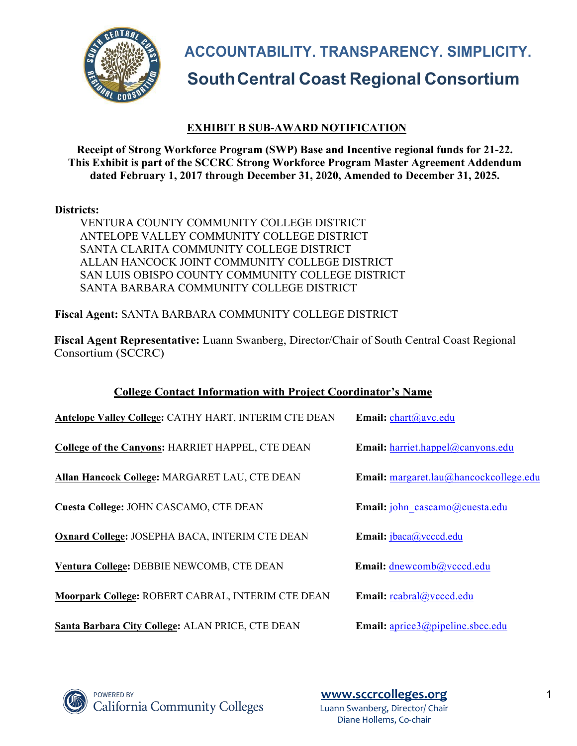# ACCOUNTABILITY. TRANSPARENCY. SIMPLICITY.

## South Central Coast Regional Consortium

### EXHIBIT B SUB-AWARD NOTIFICATION

**Receipt of Strong Workforce Program (SWP) Base and Incentive regional funds for 21-22. This Exhibit is part of the SCCRC Strong Workforce Program Master Agreement Addendum dated February 1, 2017 through December 31, 2020, Amended to December 31, 2025.**

**Districts:**

VENTURA COUNTY COMMUNITY COLLEGE DISTRICT
ANTELOPE VALLEY COMMUNITY COLLEGE DISTRICT
SANTA CLARITA COMMUNITY COLLEGE DISTRICT
ALLAN HANCOCK JOINT COMMUNITY COLLEGE DISTRICT
SAN LUIS OBISPO COUNTY COMMUNITY COLLEGE DISTRICT
SANTA BARBARA COMMUNITY COLLEGE DISTRICT

**Fiscal Agent:** SANTA BARBARA COMMUNITY COLLEGE DISTRICT

**Fiscal Agent Representative:** Luann Swanberg, Director/Chair of South Central Coast Regional Consortium (SCCRC)

### College Contact Information with Project Coordinator's Name

**Antelope Valley College:** CATHY HART, INTERIM CTE DEAN — **Email:** chart@avc.edu

**College of the Canyons:** HARRIET HAPPEL, CTE DEAN — **Email:** harriet.happel@canyons.edu

**Allan Hancock College:** MARGARET LAU, CTE DEAN — **Email:** margaret.lau@hancockcollege.edu

**Cuesta College:** JOHN CASCAMO, CTE DEAN — **Email:** john_cascamo@cuesta.edu

**Oxnard College:** JOSEPHA BACA, INTERIM CTE DEAN — **Email:** jbaca@vcccd.edu

**Ventura College:** DEBBIE NEWCOMB, CTE DEAN — **Email:** dnewcomb@vcccd.edu

**Moorpark College:** ROBERT CABRAL, INTERIM CTE DEAN — **Email:** rcabral@vcccd.edu

**Santa Barbara City College:** ALAN PRICE, CTE DEAN — **Email:** aprice3@pipeline.sbcc.edu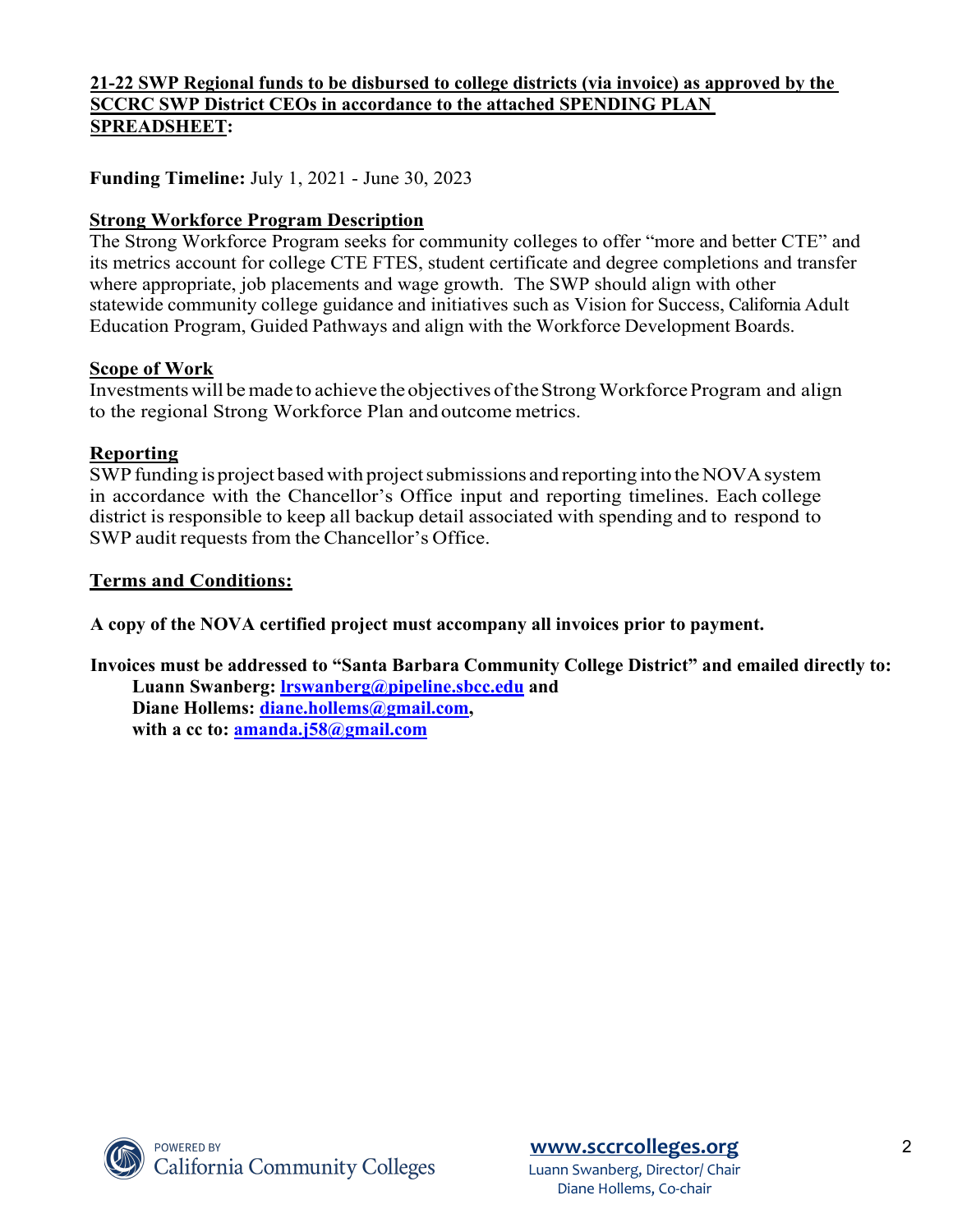**21-22 SWP Regional funds to be disbursed to college districts (via invoice) as approved by the SCCRC SWP District CEOs in accordance to the attached SPENDING PLAN SPREADSHEET:**

**Funding Timeline:** July 1, 2021 - June 30, 2023

## Strong Workforce Program Description

The Strong Workforce Program seeks for community colleges to offer "more and better CTE" and its metrics account for college CTE FTES, student certificate and degree completions and transfer where appropriate, job placements and wage growth. The SWP should align with other statewide community college guidance and initiatives such as Vision for Success, California Adult Education Program, Guided Pathways and align with the Workforce Development Boards.

## Scope of Work

Investments will be made to achieve the objectives of the Strong Workforce Program and align to the regional Strong Workforce Plan and outcome metrics.

## Reporting

SWP funding is project based with project submissions and reporting into the NOVA system in accordance with the Chancellor's Office input and reporting timelines. Each college district is responsible to keep all backup detail associated with spending and to respond to SWP audit requests from the Chancellor's Office.

## Terms and Conditions:

**A copy of the NOVA certified project must accompany all invoices prior to payment.**

**Invoices must be addressed to "Santa Barbara Community College District" and emailed directly to:**
**Luann Swanberg: lrswanberg@pipeline.sbcc.edu and**
**Diane Hollems: diane.hollems@gmail.com,**
**with a cc to: amanda.j58@gmail.com**

POWERED BY California Community Colleges

**www.sccrcolleges.org**
Luann Swanberg, Director/ Chair
Diane Hollems, Co-chair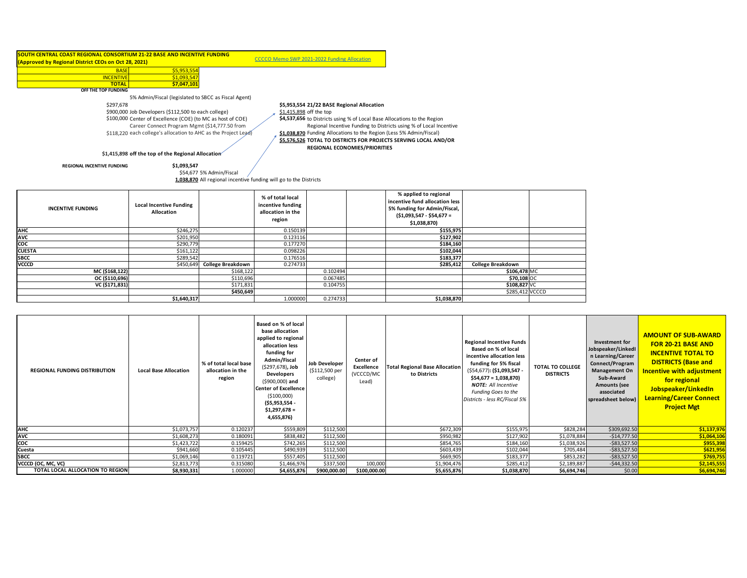**SOUTH CENTRAL COAST REGIONAL CONSORTIUM 21-22 BASE AND INCENTIVE FUNDING**
**(Approved by Regional District CEOs on Oct 28, 2021)**

CCCCO Memo SWP 2021-2022 Funding Allocation

| | |
|---|---|
| BASE | $5,953,554 |
| INCENTIVE | $1,093,547 |
| TOTAL | $7,047,101 |

**OFF THE TOP FUNDING**

5% Admin/Fiscal (legislated to SBCC as Fiscal Agent)

$297,678

$900,000 Job Developers ($112,500 to each college)

$100,000 Center of Excellence (COE) (to MC as host of COE)

Career Connect Program Mgmt ($14,777.50 from

$118,220 each college's allocation to AHC as the Project Lead)

**$1,415,898 off the top of the Regional Allocation**

**$5,953,554 21/22 BASE Regional Allocation**

$1,415,898 off the top

**$4,537,656** to Districts using % of Local Base Allocations to the Region

Regional Incentive Funding to Districts using % of Local Incentive

**$1,038,870** Funding Allocations to the Region (Less 5% Admin/Fiscal)

**$5,576,526 TOTAL TO DISTRICTS FOR PROJECTS SERVING LOCAL AND/OR REGIONAL ECONOMIES/PRIORITIES**

**REGIONAL INCENTIVE FUNDING** **$1,093,547**

$54,677 5% Admin/Fiscal

**1,038,870** All regional incentive funding will go to the Districts

| INCENTIVE FUNDING | Local Incentive Funding Allocation | | % of total local incentive funding allocation in the region | | | % applied to regional incentive fund allocation less 5% funding for Admin/Fiscal, ($1,093,547 - $54,677 = $1,038,870) | | |
|---|---|---|---|---|---|---|---|---|
| AHC | $246,275 | | 0.150139 | | | $155,975 | | |
| AVC | $201,950 | | 0.123116 | | | $127,902 | | |
| COC | $290,779 | | 0.177270 | | | $184,160 | | |
| CUESTA | $161,122 | | 0.098226 | | | $102,044 | | |
| SBCC | $289,542 | | 0.176516 | | | $183,377 | | |
| VCCCD | $450,649 | College Breakdown | 0.274733 | | | $285,412 | College Breakdown | |
| MC ($168,122) | | $168,122 | | 0.102494 | | | $106,478 | MC |
| OC ($110,696) | | $110,696 | | 0.067485 | | | $70,108 | OC |
| VC ($171,831) | | $171,831 | | 0.104755 | | | $108,827 | VC |
| | | $450,649 | | | | | $285,412 | VCCCD |
| | $1,640,317 | | 1.000000 | 0.274733 | | $1,038,870 | | |

| REGIONAL FUNDING DISTRIBUTION | Local Base Allocation | % of total local base allocation in the region | Based on % of local base allocation applied to regional allocation less funding for Admin/Fiscal ($297,678), Job Developers ($900,000) and Center of Excellence ($100,000) ($5,953,554 - $1,297,678 = 4,655,876) | Job Developer ($112,500 per college) | Center of Excellence (VCCCD/MC Lead) | Total Regional Base Allocation to Districts | Regional Incentive Funds Based on % of local incentive allocation less funding for 5% fiscal ($54,677): ($1,093,547 - $54,677 = 1,038,870) *NOTE: All Incentive Funding Goes to the Districts - less RC/Fiscal 5%* | TOTAL TO COLLEGE DISTRICTS | Investment for Jobspeaker/LinkedIn Learning/Career Connect/Program Management On Sub-Award Amounts (see associated spreadsheet below) | AMOUNT OF SUB-AWARD FOR 20-21 BASE AND INCENTIVE TOTAL TO DISTRICTS (Base and Incentive with adjustment for regional Jobspeaker/LinkedIn Learning/Career Connect Project Mgt |
|---|---|---|---|---|---|---|---|---|---|---|
| AHC | $1,073,757 | 0.120237 | $559,809 | $112,500 | | $672,309 | $155,975 | $828,284 | $309,692.50 | $1,137,976 |
| AVC | $1,608,273 | 0.180091 | $838,482 | $112,500 | | $950,982 | $127,902 | $1,078,884 | -$14,777.50 | $1,064,106 |
| COC | $1,423,722 | 0.159425 | $742,265 | $112,500 | | $854,765 | $184,160 | $1,038,926 | -$83,527.50 | $955,398 |
| Cuesta | $941,660 | 0.105445 | $490,939 | $112,500 | | $603,439 | $102,044 | $705,484 | -$83,527.50 | $621,956 |
| SBCC | $1,069,146 | 0.119721 | $557,405 | $112,500 | | $669,905 | $183,377 | $853,282 | -$83,527.50 | $769,755 |
| VCCCD (OC, MC, VC) | $2,813,773 | 0.315080 | $1,466,976 | $337,500 | 100,000 | $1,904,476 | $285,412 | $2,189,887 | -$44,332.50 | $2,145,555 |
| TOTAL LOCAL ALLOCATION TO REGION | $8,930,331 | 1.000000 | $4,655,876 | $900,000.00 | $100,000.00 | $5,655,876 | $1,038,870 | $6,694,746 | $0.00 | $6,694,746 |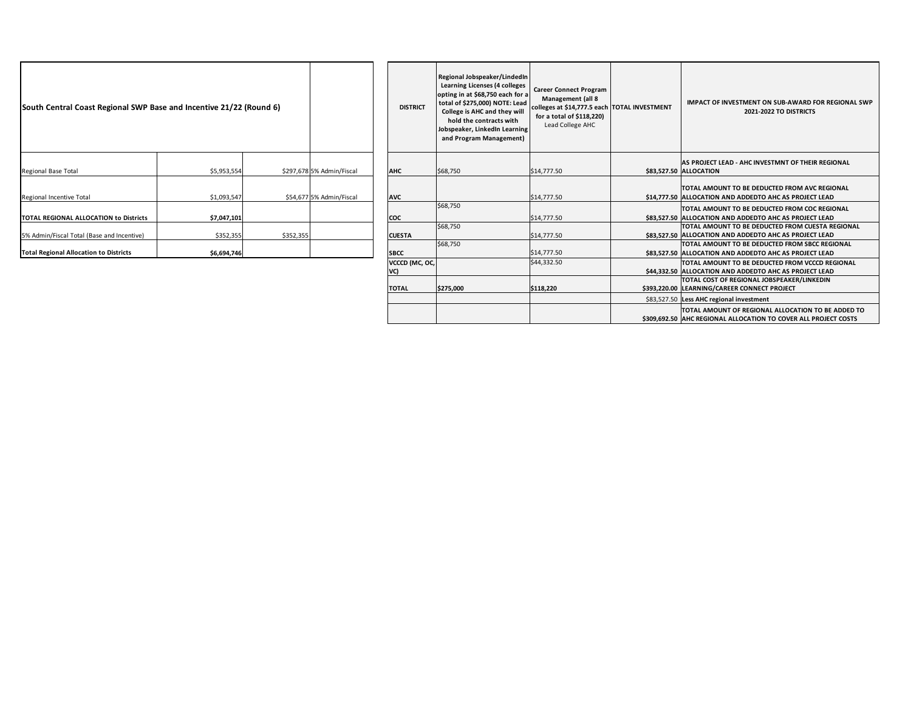| South Central Coast Regional SWP Base and Incentive 21/22 (Round 6) | | | |
|---|---|---|---|
| Regional Base Total | $5,953,554 | $297,678 | 5% Admin/Fiscal |
| Regional Incentive Total | $1,093,547 | $54,677 | 5% Admin/Fiscal |
| **TOTAL REGIONAL ALLOCATION to Districts** | **$7,047,101** | | |
| 5% Admin/Fiscal Total (Base and Incentive) | $352,355 | $352,355 | |
| **Total Regional Allocation to Districts** | **$6,694,746** | | |

| DISTRICT | Regional Jobspeaker/LindedIn Learning Licenses (4 colleges opting in at $68,750 each for a total of $275,000) NOTE: Lead College is AHC and they will hold the contracts with Jobspeaker, LinkedIn Learning and Program Management) | Career Connect Program Management (all 8 colleges at $14,777.5 each for a total of $118,220) Lead College AHC | TOTAL INVESTMENT | IMPACT OF INVESTMENT ON SUB-AWARD FOR REGIONAL SWP 2021-2022 TO DISTRICTS |
|---|---|---|---|---|
| **AHC** | $68,750 | $14,777.50 | **$83,527.50** | **AS PROJECT LEAD - AHC INVESTMNT OF THEIR REGIONAL ALLOCATION** |
| **AVC** | | $14,777.50 | **$14,777.50** | **TOTAL AMOUNT TO BE DEDUCTED FROM AVC REGIONAL ALLOCATION AND ADDEDTO AHC AS PROJECT LEAD** |
| **COC** | $68,750 | $14,777.50 | **$83,527.50** | **TOTAL AMOUNT TO BE DEDUCTED FROM COC REGIONAL ALLOCATION AND ADDEDTO AHC AS PROJECT LEAD** |
| **CUESTA** | $68,750 | $14,777.50 | **$83,527.50** | **TOTAL AMOUNT TO BE DEDUCTED FROM CUESTA REGIONAL ALLOCATION AND ADDEDTO AHC AS PROJECT LEAD** |
| **SBCC** | $68,750 | $14,777.50 | **$83,527.50** | **TOTAL AMOUNT TO BE DEDUCTED FROM SBCC REGIONAL ALLOCATION AND ADDEDTO AHC AS PROJECT LEAD** |
| **VCCCD (MC, OC, VC)** | | $44,332.50 | **$44,332.50** | **TOTAL AMOUNT TO BE DEDUCTED FROM VCCCD REGIONAL ALLOCATION AND ADDEDTO AHC AS PROJECT LEAD** |
| **TOTAL** | **$275,000** | **$118,220** | **$393,220.00** | **TOTAL COST OF REGIONAL JOBSPEAKER/LINKEDIN LEARNING/CAREER CONNECT PROJECT** |
| | | | $83,527.50 | **Less AHC regional investment** |
| | | | **$309,692.50** | **TOTAL AMOUNT OF REGIONAL ALLOCATION TO BE ADDED TO AHC REGIONAL ALLOCATION TO COVER ALL PROJECT COSTS** |